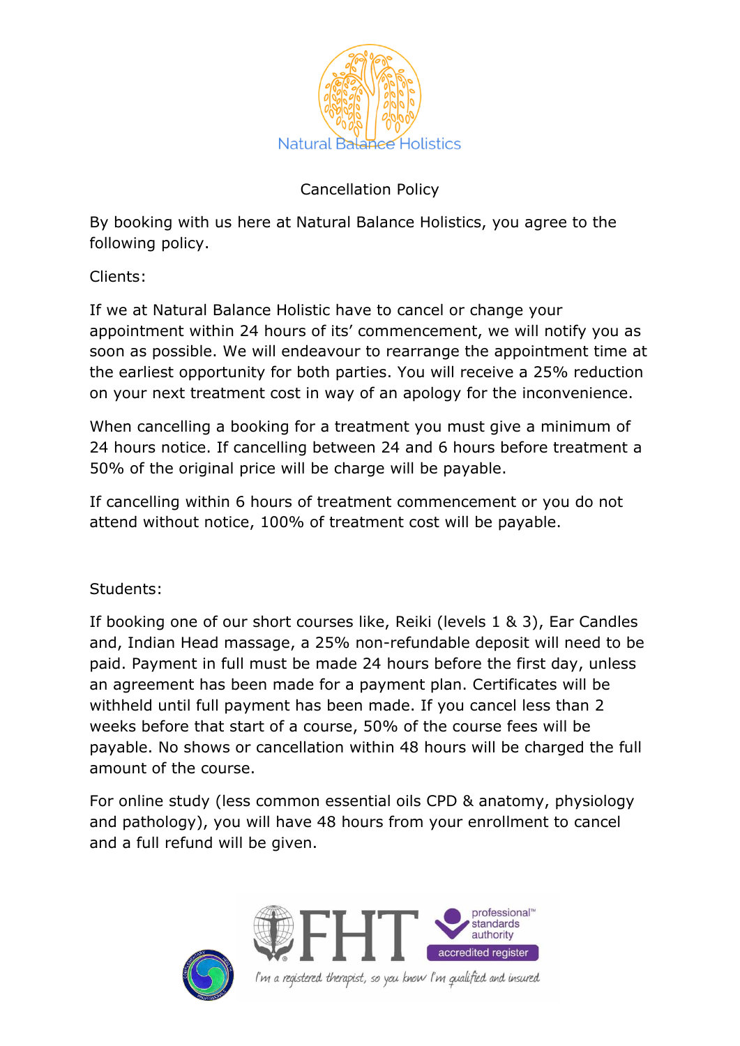Natural Balance Holistics

# Cancellation Policy

By booking with us here at Natural Balance Holistics, you agree to the following policy.

Clients:

If we at Natural Balance Holistic have to cancel or change your appointment within 24 hours of its' commencement, we will notify you as soon as possible. We will endeavour to rearrange the appointment time at the earliest opportunity for both parties. You will receive a 25% reduction on your next treatment cost in way of an apology for the inconvenience.

When cancelling a booking for a treatment you must give a minimum of 24 hours notice. If cancelling between 24 and 6 hours before treatment a 50% of the original price will be charge will be payable.

If cancelling within 6 hours of treatment commencement or you do not attend without notice, 100% of treatment cost will be payable.

Students:

If booking one of our short courses like, Reiki (levels 1 & 3), Ear Candles and, Indian Head massage, a 25% non-refundable deposit will need to be paid. Payment in full must be made 24 hours before the first day, unless an agreement has been made for a payment plan. Certificates will be withheld until full payment has been made. If you cancel less than 2 weeks before that start of a course, 50% of the course fees will be payable. No shows or cancellation within 48 hours will be charged the full amount of the course.

For online study (less common essential oils CPD & anatomy, physiology and pathology), you will have 48 hours from your enrollment to cancel and a full refund will be given.

FHT professional standards authority accredited register

I'm a registered therapist, so you know I'm qualified and insured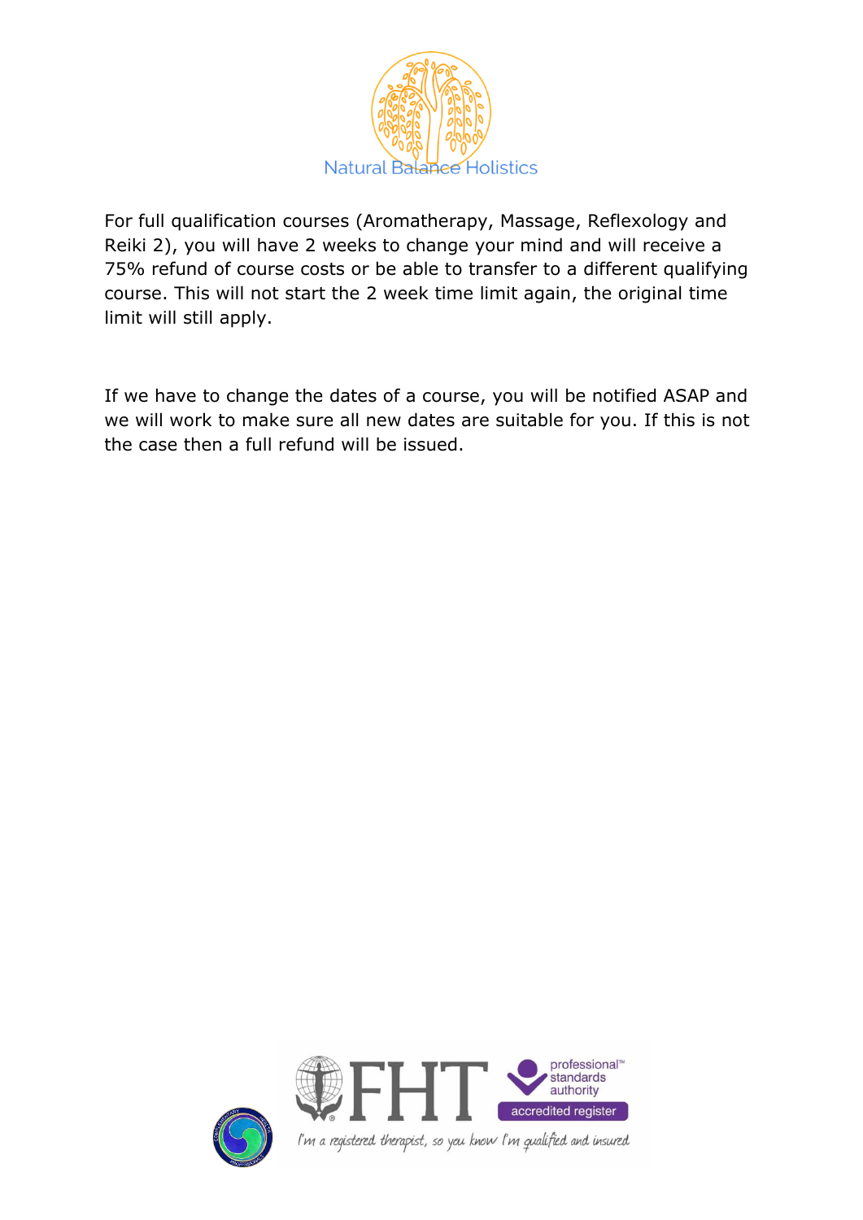Natural Balance Holistics

For full qualification courses (Aromatherapy, Massage, Reflexology and Reiki 2), you will have 2 weeks to change your mind and will receive a 75% refund of course costs or be able to transfer to a different qualifying course. This will not start the 2 week time limit again, the original time limit will still apply.

If we have to change the dates of a course, you will be notified ASAP and we will work to make sure all new dates are suitable for you. If this is not the case then a full refund will be issued.

FHT professional™ standards authority accredited register

I'm a registered therapist, so you know I'm qualified and insured